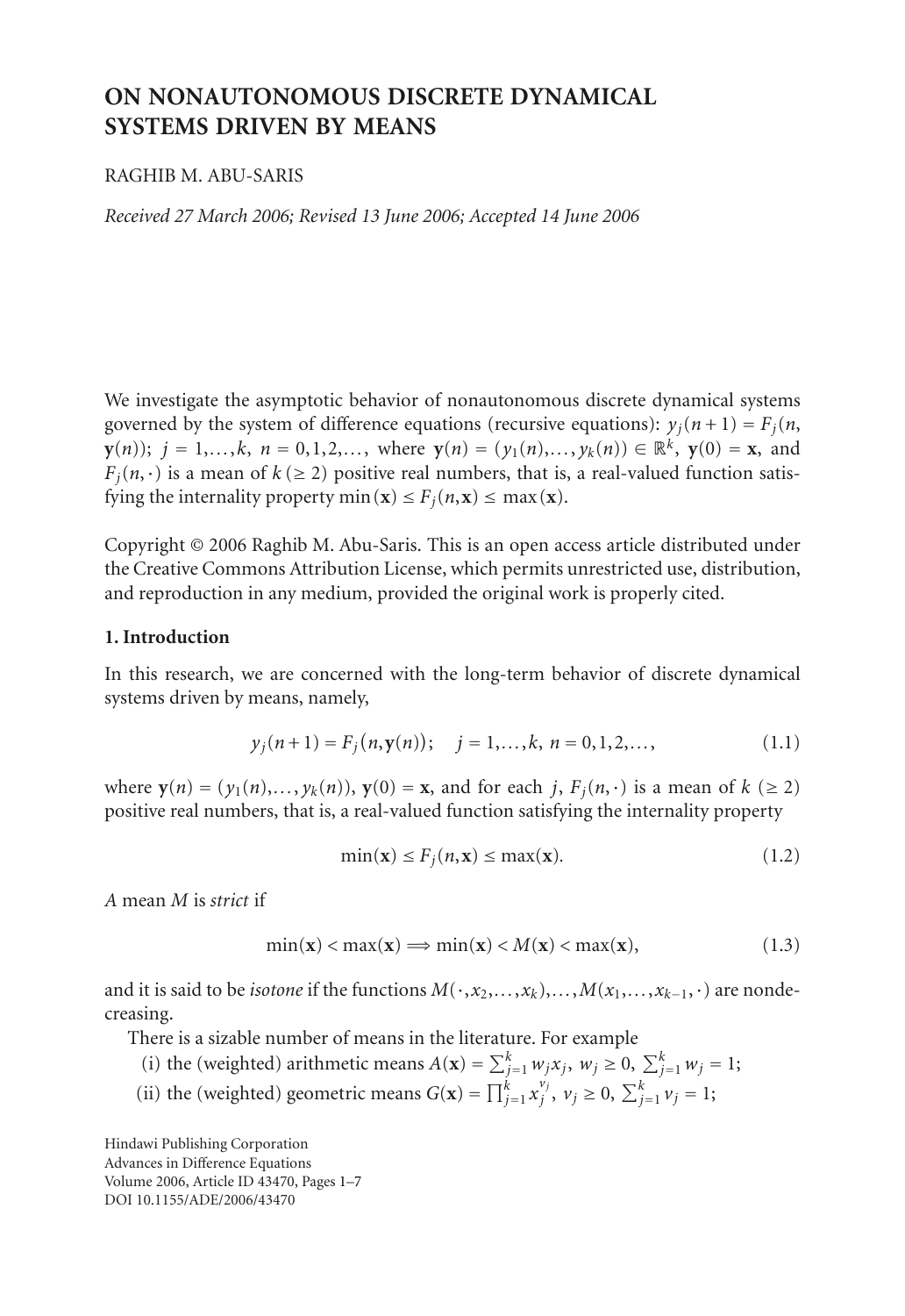# ON NONAUTONOMOUS DISCRETE DYNAMICAL SYSTEMS DRIVEN BY MEANS

RAGHIB M. ABU-SARIS

*Received 27 March 2006; Revised 13 June 2006; Accepted 14 June 2006*

We investigate the asymptotic behavior of nonautonomous discrete dynamical systems governed by the system of difference equations (recursive equations): $y_j(n+1) = F_j(n, \mathbf{y}(n))$; $j = 1,\dots,k$, $n = 0,1,2,\dots$, where $\mathbf{y}(n) = (y_1(n),\dots,y_k(n)) \in \mathbb{R}^k$, $\mathbf{y}(0) = \mathbf{x}$, and $F_j(n,\cdot)$ is a mean of $k$ $(\geq 2)$ positive real numbers, that is, a real-valued function satisfying the internality property $\min(\mathbf{x}) \leq F_j(n,\mathbf{x}) \leq \max(\mathbf{x})$.

Copyright © 2006 Raghib M. Abu-Saris. This is an open access article distributed under the Creative Commons Attribution License, which permits unrestricted use, distribution, and reproduction in any medium, provided the original work is properly cited.

## 1. Introduction

In this research, we are concerned with the long-term behavior of discrete dynamical systems driven by means, namely,

$$y_j(n+1) = F_j\big(n, \mathbf{y}(n)\big); \quad j = 1,\dots,k,\ n = 0,1,2,\dots, \tag{1.1}$$

where $\mathbf{y}(n) = (y_1(n),\dots,y_k(n))$, $\mathbf{y}(0) = \mathbf{x}$, and for each $j$, $F_j(n,\cdot)$ is a mean of $k$ $(\geq 2)$ positive real numbers, that is, a real-valued function satisfying the internality property

$$\min(\mathbf{x}) \leq F_j(n,\mathbf{x}) \leq \max(\mathbf{x}). \tag{1.2}$$

*A* mean $M$ is *strict* if

$$\min(\mathbf{x}) < \max(\mathbf{x}) \Longrightarrow \min(\mathbf{x}) < M(\mathbf{x}) < \max(\mathbf{x}), \tag{1.3}$$

and it is said to be *isotone* if the functions $M(\cdot, x_2,\dots,x_k),\dots,M(x_1,\dots,x_{k-1},\cdot)$ are nondecreasing.

There is a sizable number of means in the literature. For example

(i) the (weighted) arithmetic means $A(\mathbf{x}) = \sum_{j=1}^{k} w_j x_j$, $w_j \geq 0$, $\sum_{j=1}^{k} w_j = 1$;

(ii) the (weighted) geometric means $G(\mathbf{x}) = \prod_{j=1}^{k} x_j^{v_j}$, $v_j \geq 0$, $\sum_{j=1}^{k} v_j = 1$;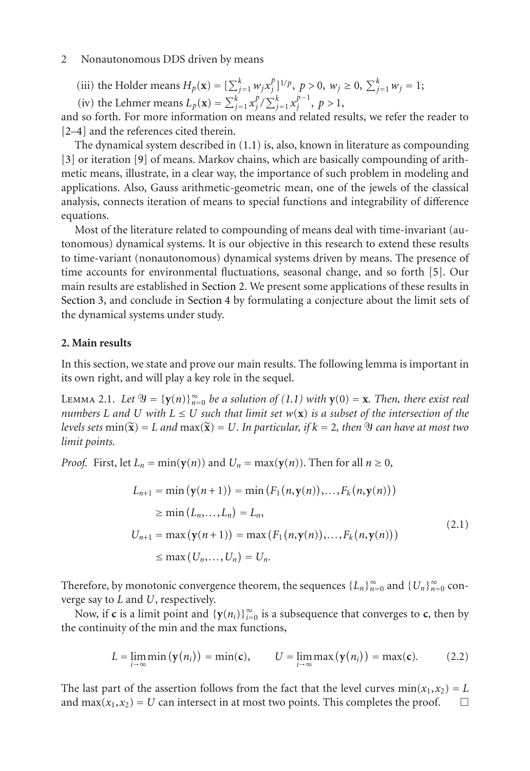(iii) the Holder means $H_p(\mathbf{x}) = [\sum_{j=1}^k w_j x_j^p]^{1/p}$, $p > 0$, $w_j \geq 0$, $\sum_{j=1}^k w_j = 1$;

(iv) the Lehmer means $L_p(\mathbf{x}) = \sum_{j=1}^k x_j^p / \sum_{j=1}^k x_j^{p-1}$, $p > 1$,

and so forth. For more information on means and related results, we refer the reader to [2–4] and the references cited therein.

The dynamical system described in (1.1) is, also, known in literature as compounding [3] or iteration [9] of means. Markov chains, which are basically compounding of arithmetic means, illustrate, in a clear way, the importance of such problem in modeling and applications. Also, Gauss arithmetic-geometric mean, one of the jewels of the classical analysis, connects iteration of means to special functions and integrability of difference equations.

Most of the literature related to compounding of means deal with time-invariant (autonomous) dynamical systems. It is our objective in this research to extend these results to time-variant (nonautonomous) dynamical systems driven by means. The presence of time accounts for environmental fluctuations, seasonal change, and so forth [5]. Our main results are established in Section 2. We present some applications of these results in Section 3, and conclude in Section 4 by formulating a conjecture about the limit sets of the dynamical systems under study.

## 2. Main results

In this section, we state and prove our main results. The following lemma is important in its own right, and will play a key role in the sequel.

Lemma 2.1. *Let $\mathcal{Y} = \{\mathbf{y}(n)\}_{n=0}^{\infty}$ be a solution of (1.1) with $\mathbf{y}(0) = \mathbf{x}$. Then, there exist real numbers $L$ and $U$ with $L \leq U$ such that limit set $w(\mathbf{x})$ is a subset of the intersection of the levels sets $\min(\widetilde{\mathbf{x}}) = L$ and $\max(\widetilde{\mathbf{x}}) = U$. In particular, if $k = 2$, then $\mathcal{Y}$ can have at most two limit points.*

*Proof.* First, let $L_n = \min(\mathbf{y}(n))$ and $U_n = \max(\mathbf{y}(n))$. Then for all $n \geq 0$,

$$
\begin{aligned}
L_{n+1} &= \min(\mathbf{y}(n+1)) = \min(F_1(n,\mathbf{y}(n)),\ldots,F_k(n,\mathbf{y}(n))) \\
&\geq \min(L_n,\ldots,L_n) = L_n, \\
U_{n+1} &= \max(\mathbf{y}(n+1)) = \max(F_1(n,\mathbf{y}(n)),\ldots,F_k(n,\mathbf{y}(n))) \\
&\leq \max(U_n,\ldots,U_n) = U_n.
\end{aligned}
\tag{2.1}
$$

Therefore, by monotonic convergence theorem, the sequences $\{L_n\}_{n=0}^{\infty}$ and $\{U_n\}_{n=0}^{\infty}$ converge say to $L$ and $U$, respectively.

Now, if $\mathbf{c}$ is a limit point and $\{\mathbf{y}(n_i)\}_{i=0}^{\infty}$ is a subsequence that converges to $\mathbf{c}$, then by the continuity of the min and the max functions,

$$
L = \lim_{i\to\infty} \min(\mathbf{y}(n_i)) = \min(\mathbf{c}), \qquad U = \lim_{i\to\infty} \max(\mathbf{y}(n_i)) = \max(\mathbf{c}). \tag{2.2}
$$

The last part of the assertion follows from the fact that the level curves $\min(x_1, x_2) = L$ and $\max(x_1, x_2) = U$ can intersect in at most two points. This completes the proof. $\square$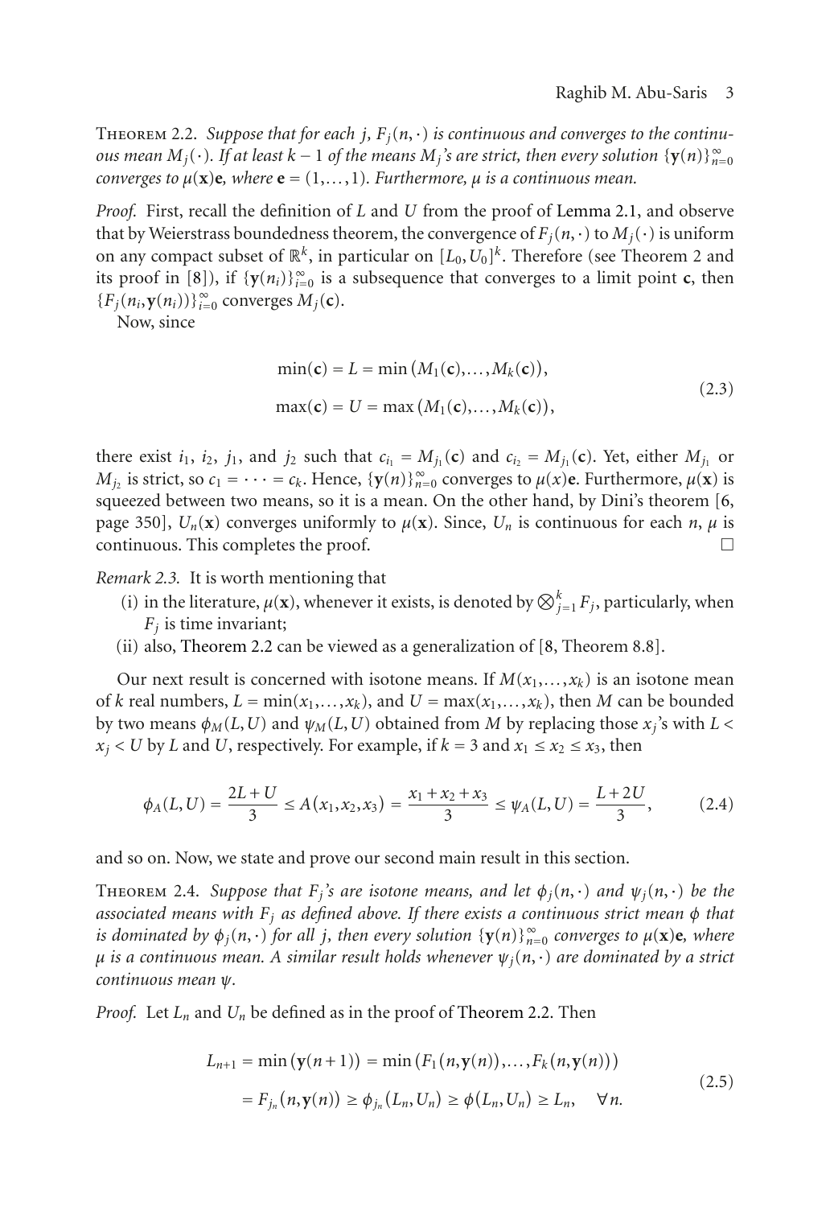Theorem 2.2. *Suppose that for each $j$, $F_j(n,\cdot)$ is continuous and converges to the continuous mean $M_j(\cdot)$. If at least $k-1$ of the means $M_j$'s are strict, then every solution $\{\mathbf{y}(n)\}_{n=0}^{\infty}$ converges to $\mu(\mathbf{x})\mathbf{e}$, where $\mathbf{e}=(1,\dots,1)$. Furthermore, $\mu$ is a continuous mean.*

*Proof.* First, recall the definition of $L$ and $U$ from the proof of Lemma 2.1, and observe that by Weierstrass boundedness theorem, the convergence of $F_j(n,\cdot)$ to $M_j(\cdot)$ is uniform on any compact subset of $\mathbb{R}^k$, in particular on $[L_0,U_0]^k$. Therefore (see Theorem 2 and its proof in [8]), if $\{\mathbf{y}(n_i)\}_{i=0}^{\infty}$ is a subsequence that converges to a limit point $\mathbf{c}$, then $\{F_j(n_i,\mathbf{y}(n_i))\}_{i=0}^{\infty}$ converges $M_j(\mathbf{c})$.

Now, since

$$
\begin{aligned}
\min(\mathbf{c}) &= L = \min\left(M_1(\mathbf{c}),\dots,M_k(\mathbf{c})\right),\\
\max(\mathbf{c}) &= U = \max\left(M_1(\mathbf{c}),\dots,M_k(\mathbf{c})\right),
\end{aligned}
\tag{2.3}
$$

there exist $i_1$, $i_2$, $j_1$, and $j_2$ such that $c_{i_1}=M_{j_1}(\mathbf{c})$ and $c_{i_2}=M_{j_1}(\mathbf{c})$. Yet, either $M_{j_1}$ or $M_{j_2}$ is strict, so $c_1=\cdots=c_k$. Hence, $\{\mathbf{y}(n)\}_{n=0}^{\infty}$ converges to $\mu(x)\mathbf{e}$. Furthermore, $\mu(\mathbf{x})$ is squeezed between two means, so it is a mean. On the other hand, by Dini's theorem [6, page 350], $U_n(\mathbf{x})$ converges uniformly to $\mu(\mathbf{x})$. Since, $U_n$ is continuous for each $n$, $\mu$ is continuous. This completes the proof. □

*Remark 2.3.* It is worth mentioning that

(i) in the literature, $\mu(\mathbf{x})$, whenever it exists, is denoted by $\bigotimes_{j=1}^{k}F_j$, particularly, when $F_j$ is time invariant;

(ii) also, Theorem 2.2 can be viewed as a generalization of [8, Theorem 8.8].

Our next result is concerned with isotone means. If $M(x_1,\dots,x_k)$ is an isotone mean of $k$ real numbers, $L=\min(x_1,\dots,x_k)$, and $U=\max(x_1,\dots,x_k)$, then $M$ can be bounded by two means $\phi_M(L,U)$ and $\psi_M(L,U)$ obtained from $M$ by replacing those $x_j$'s with $L<x_j<U$ by $L$ and $U$, respectively. For example, if $k=3$ and $x_1\le x_2\le x_3$, then

$$
\phi_A(L,U)=\frac{2L+U}{3}\le A(x_1,x_2,x_3)=\frac{x_1+x_2+x_3}{3}\le \psi_A(L,U)=\frac{L+2U}{3},
\tag{2.4}
$$

and so on. Now, we state and prove our second main result in this section.

Theorem 2.4. *Suppose that $F_j$'s are isotone means, and let $\phi_j(n,\cdot)$ and $\psi_j(n,\cdot)$ be the associated means with $F_j$ as defined above. If there exists a continuous strict mean $\phi$ that is dominated by $\phi_j(n,\cdot)$ for all $j$, then every solution $\{\mathbf{y}(n)\}_{n=0}^{\infty}$ converges to $\mu(\mathbf{x})\mathbf{e}$, where $\mu$ is a continuous mean. A similar result holds whenever $\psi_j(n,\cdot)$ are dominated by a strict continuous mean $\psi$.*

*Proof.* Let $L_n$ and $U_n$ be defined as in the proof of Theorem 2.2. Then

$$
\begin{aligned}
L_{n+1} &= \min\left(\mathbf{y}(n+1)\right)=\min\left(F_1(n,\mathbf{y}(n)),\dots,F_k(n,\mathbf{y}(n))\right)\\
&= F_{j_n}(n,\mathbf{y}(n))\ge \phi_{j_n}(L_n,U_n)\ge \phi(L_n,U_n)\ge L_n,\quad \forall n.
\end{aligned}
\tag{2.5}
$$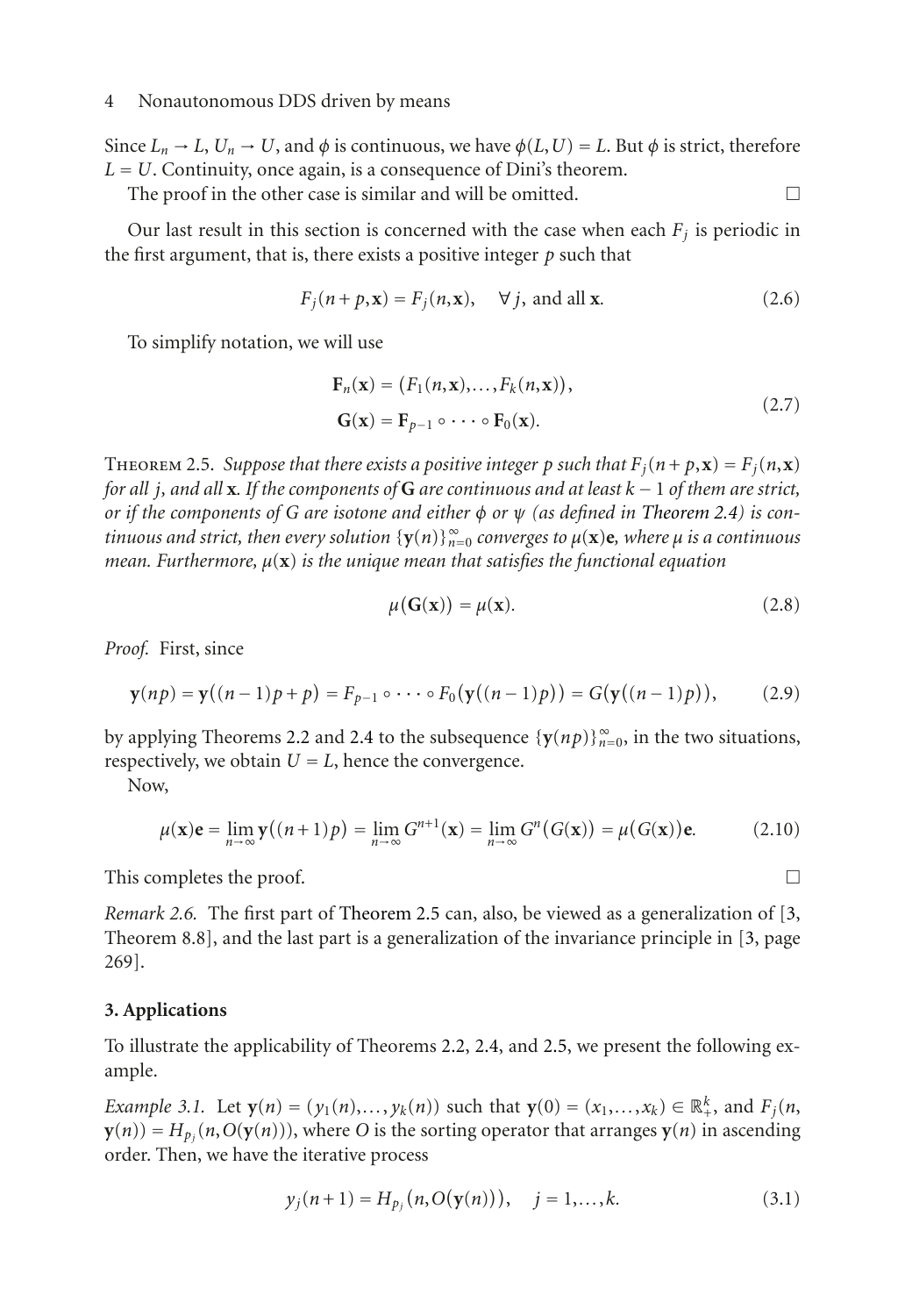Since $L_n \to L$, $U_n \to U$, and $\phi$ is continuous, we have $\phi(L, U) = L$. But $\phi$ is strict, therefore $L = U$. Continuity, once again, is a consequence of Dini's theorem.

The proof in the other case is similar and will be omitted. □

Our last result in this section is concerned with the case when each $F_j$ is periodic in the first argument, that is, there exists a positive integer $p$ such that

$$F_j(n+p, \mathbf{x}) = F_j(n, \mathbf{x}), \quad \forall j, \text{ and all } \mathbf{x}. \tag{2.6}$$

To simplify notation, we will use

$$\begin{aligned} \mathbf{F}_n(\mathbf{x}) &= \left(F_1(n, \mathbf{x}), \ldots, F_k(n, \mathbf{x})\right), \\ \mathbf{G}(\mathbf{x}) &= \mathbf{F}_{p-1} \circ \cdots \circ \mathbf{F}_0(\mathbf{x}). \end{aligned} \tag{2.7}$$

Theorem 2.5. *Suppose that there exists a positive integer $p$ such that $F_j(n+p, \mathbf{x}) = F_j(n, \mathbf{x})$ for all $j$, and all $\mathbf{x}$. If the components of $\mathbf{G}$ are continuous and at least $k-1$ of them are strict, or if the components of $G$ are isotone and either $\phi$ or $\psi$ (as defined in Theorem 2.4) is continuous and strict, then every solution $\{\mathbf{y}(n)\}_{n=0}^{\infty}$ converges to $\mu(\mathbf{x})\mathbf{e}$, where $\mu$ is a continuous mean. Furthermore, $\mu(\mathbf{x})$ is the unique mean that satisfies the functional equation*

$$\mu(\mathbf{G}(\mathbf{x})) = \mu(\mathbf{x}). \tag{2.8}$$

*Proof.* First, since

$$\mathbf{y}(np) = \mathbf{y}\big((n-1)p + p\big) = F_{p-1} \circ \cdots \circ F_0\big(\mathbf{y}\big((n-1)p\big)\big) = G\big(\mathbf{y}\big((n-1)p\big)\big), \tag{2.9}$$

by applying Theorems 2.2 and 2.4 to the subsequence $\{\mathbf{y}(np)\}_{n=0}^{\infty}$, in the two situations, respectively, we obtain $U = L$, hence the convergence.

Now,

$$\mu(\mathbf{x})\mathbf{e} = \lim_{n\to\infty} \mathbf{y}\big((n+1)p\big) = \lim_{n\to\infty} G^{n+1}(\mathbf{x}) = \lim_{n\to\infty} G^n\big(G(\mathbf{x})\big) = \mu\big(G(\mathbf{x})\big)\mathbf{e}. \tag{2.10}$$

This completes the proof. □

*Remark 2.6.* The first part of Theorem 2.5 can, also, be viewed as a generalization of [3, Theorem 8.8], and the last part is a generalization of the invariance principle in [3, page 269].

## 3. Applications

To illustrate the applicability of Theorems 2.2, 2.4, and 2.5, we present the following example.

*Example 3.1.* Let $\mathbf{y}(n) = (y_1(n), \ldots, y_k(n))$ such that $\mathbf{y}(0) = (x_1, \ldots, x_k) \in \mathbb{R}_+^k$, and $F_j(n, \mathbf{y}(n)) = H_{p_j}(n, O(\mathbf{y}(n)))$, where $O$ is the sorting operator that arranges $\mathbf{y}(n)$ in ascending order. Then, we have the iterative process

$$y_j(n+1) = H_{p_j}\big(n, O\big(\mathbf{y}(n)\big)\big), \quad j = 1, \ldots, k. \tag{3.1}$$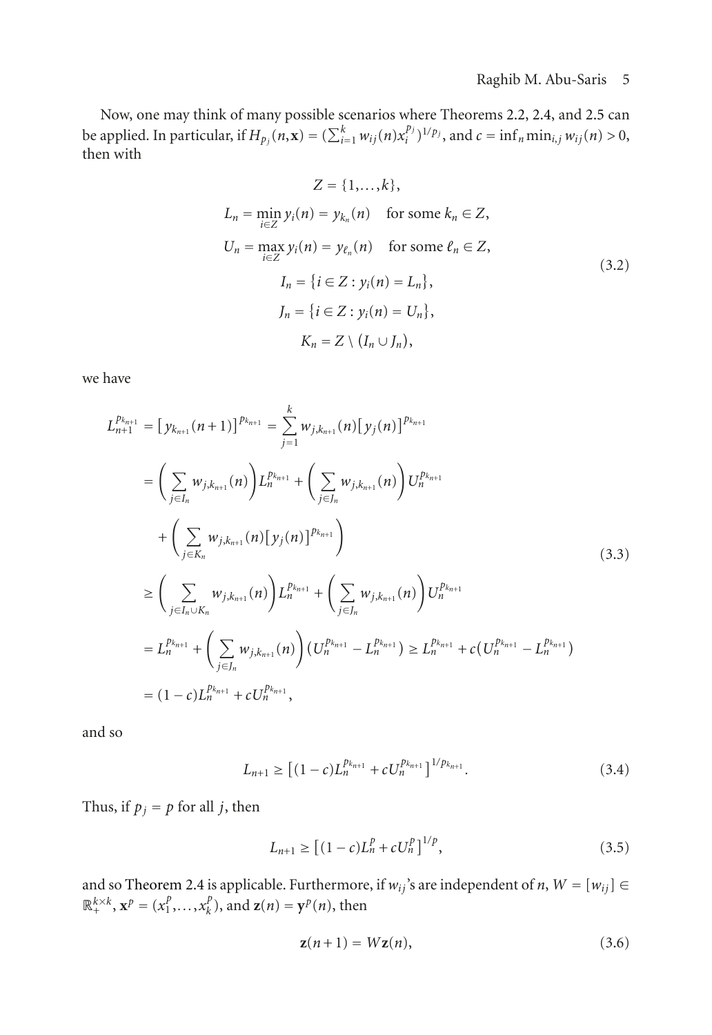Now, one may think of many possible scenarios where Theorems 2.2, 2.4, and 2.5 can be applied. In particular, if $H_{p_j}(n,\mathbf{x}) = (\sum_{i=1}^{k} w_{ij}(n)x_i^{p_j})^{1/p_j}$, and $c = \inf_n \min_{i,j} w_{ij}(n) > 0$, then with

$$
\begin{gathered}
Z = \{1,\dots,k\}, \\
L_n = \min_{i\in Z} y_i(n) = y_{k_n}(n) \quad \text{for some } k_n \in Z, \\
U_n = \max_{i\in Z} y_i(n) = y_{\ell_n}(n) \quad \text{for some } \ell_n \in Z, \\
I_n = \{i \in Z : y_i(n) = L_n\}, \\
J_n = \{i \in Z : y_i(n) = U_n\}, \\
K_n = Z \setminus (I_n \cup J_n),
\end{gathered}
\tag{3.2}
$$

we have

$$
\begin{aligned}
L_{n+1}^{p_{k_{n+1}}} &= \left[y_{k_{n+1}}(n+1)\right]^{p_{k_{n+1}}} = \sum_{j=1}^{k} w_{j,k_{n+1}}(n)\left[y_j(n)\right]^{p_{k_{n+1}}} \\
&= \left(\sum_{j\in I_n} w_{j,k_{n+1}}(n)\right) L_n^{p_{k_{n+1}}} + \left(\sum_{j\in J_n} w_{j,k_{n+1}}(n)\right) U_n^{p_{k_{n+1}}} \\
&\quad + \left(\sum_{j\in K_n} w_{j,k_{n+1}}(n)\left[y_j(n)\right]^{p_{k_{n+1}}}\right) \\
&\geq \left(\sum_{j\in I_n\cup K_n} w_{j,k_{n+1}}(n)\right) L_n^{p_{k_{n+1}}} + \left(\sum_{j\in J_n} w_{j,k_{n+1}}(n)\right) U_n^{p_{k_{n+1}}} \\
&= L_n^{p_{k_{n+1}}} + \left(\sum_{j\in J_n} w_{j,k_{n+1}}(n)\right)\left(U_n^{p_{k_{n+1}}} - L_n^{p_{k_{n+1}}}\right) \geq L_n^{p_{k_{n+1}}} + c\left(U_n^{p_{k_{n+1}}} - L_n^{p_{k_{n+1}}}\right) \\
&= (1-c)L_n^{p_{k_{n+1}}} + cU_n^{p_{k_{n+1}}},
\end{aligned}
\tag{3.3}
$$

and so

$$
L_{n+1} \geq \left[(1-c)L_n^{p_{k_{n+1}}} + cU_n^{p_{k_{n+1}}}\right]^{1/p_{k_{n+1}}}. \tag{3.4}
$$

Thus, if $p_j = p$ for all $j$, then

$$
L_{n+1} \geq \left[(1-c)L_n^{p} + cU_n^{p}\right]^{1/p}, \tag{3.5}
$$

and so Theorem 2.4 is applicable. Furthermore, if $w_{ij}$'s are independent of $n$, $W = [w_{ij}] \in \mathbb{R}_+^{k\times k}$, $\mathbf{x}^p = (x_1^p,\dots,x_k^p)$, and $\mathbf{z}(n) = \mathbf{y}^p(n)$, then

$$
\mathbf{z}(n+1) = W\mathbf{z}(n), \tag{3.6}
$$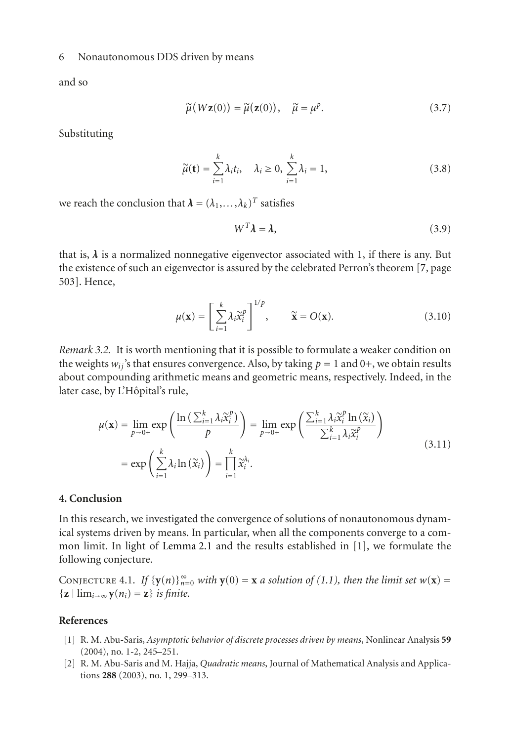and so

$$\tilde{\mu}(W\mathbf{z}(0)) = \tilde{\mu}(\mathbf{z}(0)), \quad \tilde{\mu} = \mu^p. \tag{3.7}$$

Substituting

$$\tilde{\mu}(\mathbf{t}) = \sum_{i=1}^{k} \lambda_i t_i, \quad \lambda_i \geq 0, \sum_{i=1}^{k} \lambda_i = 1, \tag{3.8}$$

we reach the conclusion that $\boldsymbol{\lambda} = (\lambda_1, \ldots, \lambda_k)^T$ satisfies

$$W^T \boldsymbol{\lambda} = \boldsymbol{\lambda}, \tag{3.9}$$

that is, $\boldsymbol{\lambda}$ is a normalized nonnegative eigenvector associated with 1, if there is any. But the existence of such an eigenvector is assured by the celebrated Perron's theorem [7, page 503]. Hence,

$$\mu(\mathbf{x}) = \left[\sum_{i=1}^{k} \lambda_i \tilde{x}_i^p\right]^{1/p}, \qquad \tilde{\mathbf{x}} = O(\mathbf{x}). \tag{3.10}$$

*Remark 3.2.* It is worth mentioning that it is possible to formulate a weaker condition on the weights $w_{ij}$'s that ensures convergence. Also, by taking $p = 1$ and $0+$, we obtain results about compounding arithmetic means and geometric means, respectively. Indeed, in the later case, by L'Hôpital's rule,

$$\begin{aligned}\mu(\mathbf{x}) &= \lim_{p \to 0+} \exp\left(\frac{\ln\left(\sum_{i=1}^{k} \lambda_i \tilde{x}_i^p\right)}{p}\right) = \lim_{p \to 0+} \exp\left(\frac{\sum_{i=1}^{k} \lambda_i \tilde{x}_i^p \ln(\tilde{x}_i)}{\sum_{i=1}^{k} \lambda_i \tilde{x}_i^p}\right) \\ &= \exp\left(\sum_{i=1}^{k} \lambda_i \ln(\tilde{x}_i)\right) = \prod_{i=1}^{k} \tilde{x}_i^{\lambda_i}.\end{aligned} \tag{3.11}$$

## 4. Conclusion

In this research, we investigated the convergence of solutions of nonautonomous dynamical systems driven by means. In particular, when all the components converge to a common limit. In light of Lemma 2.1 and the results established in [1], we formulate the following conjecture.

Conjecture 4.1. *If $\{\mathbf{y}(n)\}_{n=0}^{\infty}$ with $\mathbf{y}(0) = \mathbf{x}$ a solution of (1.1), then the limit set $w(\mathbf{x}) = \{\mathbf{z} \mid \lim_{i\to\infty} \mathbf{y}(n_i) = \mathbf{z}\}$ is finite.*

## References

[1] R. M. Abu-Saris, *Asymptotic behavior of discrete processes driven by means*, Nonlinear Analysis **59** (2004), no. 1-2, 245–251.

[2] R. M. Abu-Saris and M. Hajja, *Quadratic means*, Journal of Mathematical Analysis and Applications **288** (2003), no. 1, 299–313.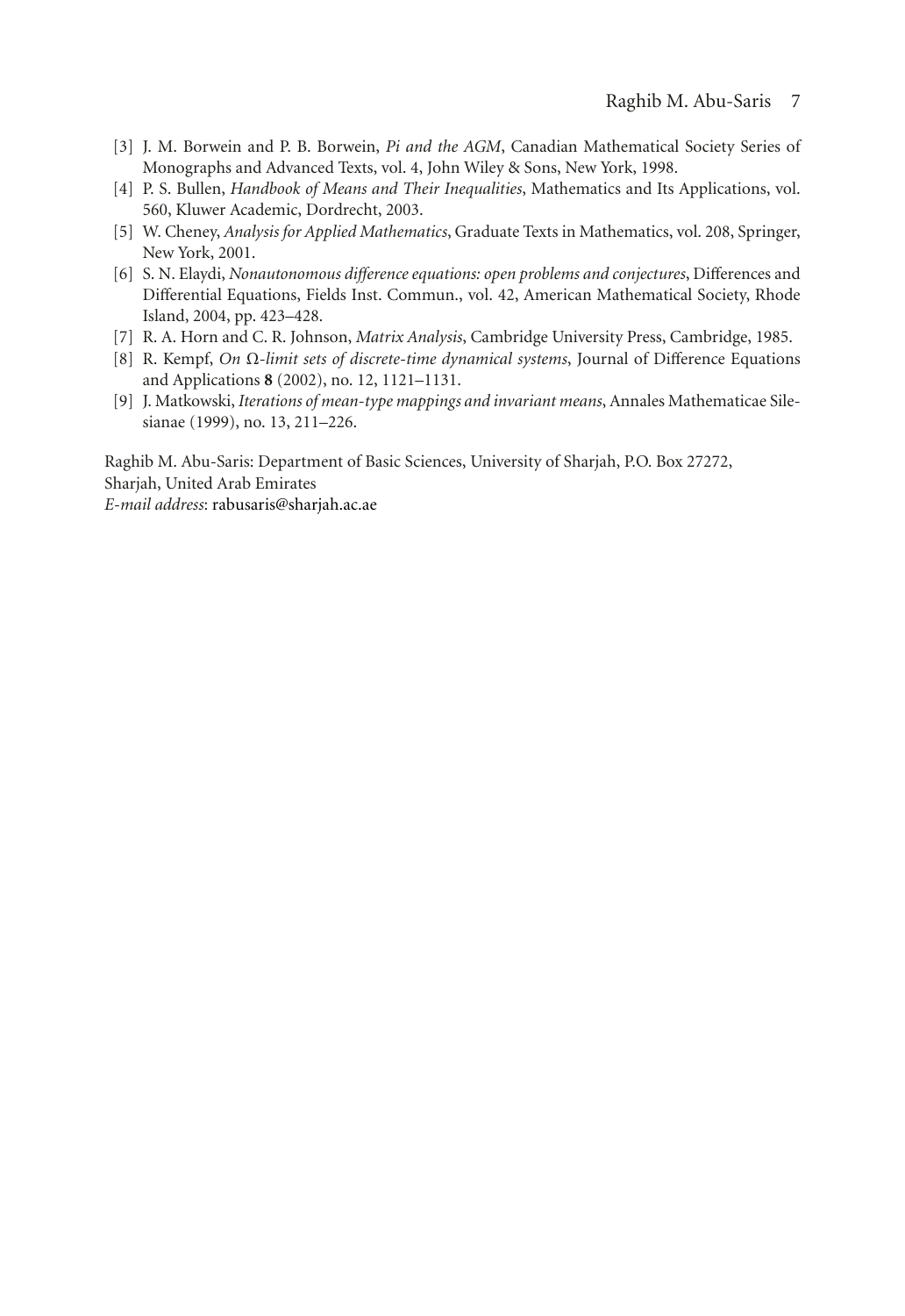[3] J. M. Borwein and P. B. Borwein, *Pi and the AGM*, Canadian Mathematical Society Series of Monographs and Advanced Texts, vol. 4, John Wiley & Sons, New York, 1998.

[4] P. S. Bullen, *Handbook of Means and Their Inequalities*, Mathematics and Its Applications, vol. 560, Kluwer Academic, Dordrecht, 2003.

[5] W. Cheney, *Analysis for Applied Mathematics*, Graduate Texts in Mathematics, vol. 208, Springer, New York, 2001.

[6] S. N. Elaydi, *Nonautonomous difference equations: open problems and conjectures*, Differences and Differential Equations, Fields Inst. Commun., vol. 42, American Mathematical Society, Rhode Island, 2004, pp. 423–428.

[7] R. A. Horn and C. R. Johnson, *Matrix Analysis*, Cambridge University Press, Cambridge, 1985.

[8] R. Kempf, *On* $\Omega$*-limit sets of discrete-time dynamical systems*, Journal of Difference Equations and Applications **8** (2002), no. 12, 1121–1131.

[9] J. Matkowski, *Iterations of mean-type mappings and invariant means*, Annales Mathematicae Silesianae (1999), no. 13, 211–226.

Raghib M. Abu-Saris: Department of Basic Sciences, University of Sharjah, P.O. Box 27272, Sharjah, United Arab Emirates
*E-mail address*: rabusaris@sharjah.ac.ae